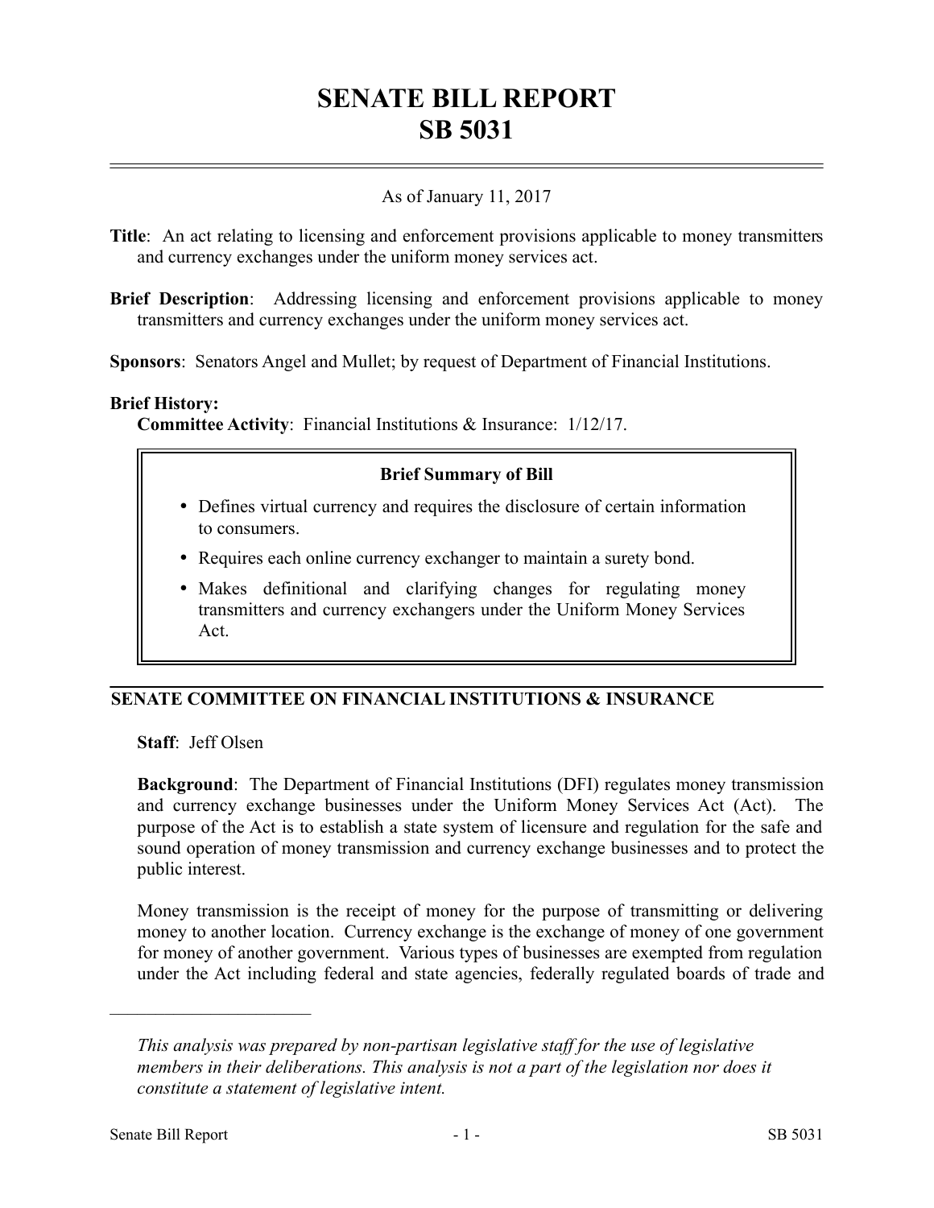# SENATE BILL REPORT
# SB 5031

As of January 11, 2017

**Title**: An act relating to licensing and enforcement provisions applicable to money transmitters and currency exchanges under the uniform money services act.

**Brief Description**: Addressing licensing and enforcement provisions applicable to money transmitters and currency exchanges under the uniform money services act.

**Sponsors**: Senators Angel and Mullet; by request of Department of Financial Institutions.

**Brief History:**
**Committee Activity**: Financial Institutions & Insurance: 1/12/17.

> **Brief Summary of Bill**
>
> - Defines virtual currency and requires the disclosure of certain information to consumers.
> - Requires each online currency exchanger to maintain a surety bond.
> - Makes definitional and clarifying changes for regulating money transmitters and currency exchangers under the Uniform Money Services Act.

## SENATE COMMITTEE ON FINANCIAL INSTITUTIONS & INSURANCE

**Staff**: Jeff Olsen

**Background**: The Department of Financial Institutions (DFI) regulates money transmission and currency exchange businesses under the Uniform Money Services Act (Act). The purpose of the Act is to establish a state system of licensure and regulation for the safe and sound operation of money transmission and currency exchange businesses and to protect the public interest.

Money transmission is the receipt of money for the purpose of transmitting or delivering money to another location. Currency exchange is the exchange of money of one government for money of another government. Various types of businesses are exempted from regulation under the Act including federal and state agencies, federally regulated boards of trade and

---

*This analysis was prepared by non-partisan legislative staff for the use of legislative members in their deliberations. This analysis is not a part of the legislation nor does it constitute a statement of legislative intent.*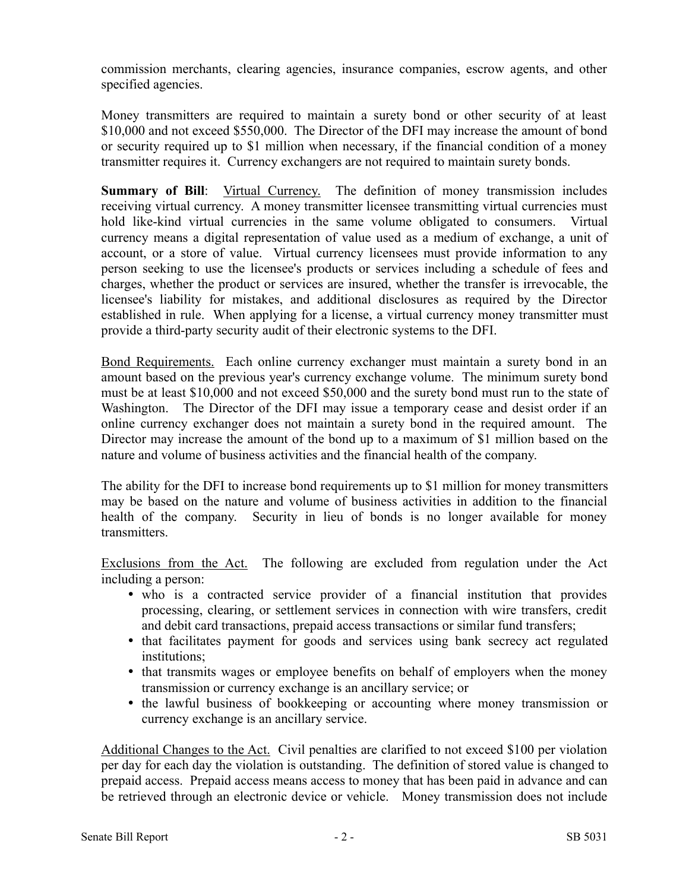commission merchants, clearing agencies, insurance companies, escrow agents, and other specified agencies.

Money transmitters are required to maintain a surety bond or other security of at least $10,000 and not exceed $550,000. The Director of the DFI may increase the amount of bond or security required up to $1 million when necessary, if the financial condition of a money transmitter requires it. Currency exchangers are not required to maintain surety bonds.

**Summary of Bill**: Virtual Currency. The definition of money transmission includes receiving virtual currency. A money transmitter licensee transmitting virtual currencies must hold like-kind virtual currencies in the same volume obligated to consumers. Virtual currency means a digital representation of value used as a medium of exchange, a unit of account, or a store of value. Virtual currency licensees must provide information to any person seeking to use the licensee's products or services including a schedule of fees and charges, whether the product or services are insured, whether the transfer is irrevocable, the licensee's liability for mistakes, and additional disclosures as required by the Director established in rule. When applying for a license, a virtual currency money transmitter must provide a third-party security audit of their electronic systems to the DFI.

Bond Requirements. Each online currency exchanger must maintain a surety bond in an amount based on the previous year's currency exchange volume. The minimum surety bond must be at least $10,000 and not exceed $50,000 and the surety bond must run to the state of Washington. The Director of the DFI may issue a temporary cease and desist order if an online currency exchanger does not maintain a surety bond in the required amount. The Director may increase the amount of the bond up to a maximum of $1 million based on the nature and volume of business activities and the financial health of the company.

The ability for the DFI to increase bond requirements up to $1 million for money transmitters may be based on the nature and volume of business activities in addition to the financial health of the company. Security in lieu of bonds is no longer available for money transmitters.

Exclusions from the Act. The following are excluded from regulation under the Act including a person:

- who is a contracted service provider of a financial institution that provides processing, clearing, or settlement services in connection with wire transfers, credit and debit card transactions, prepaid access transactions or similar fund transfers;
- that facilitates payment for goods and services using bank secrecy act regulated institutions;
- that transmits wages or employee benefits on behalf of employers when the money transmission or currency exchange is an ancillary service; or
- the lawful business of bookkeeping or accounting where money transmission or currency exchange is an ancillary service.

Additional Changes to the Act. Civil penalties are clarified to not exceed $100 per violation per day for each day the violation is outstanding. The definition of stored value is changed to prepaid access. Prepaid access means access to money that has been paid in advance and can be retrieved through an electronic device or vehicle. Money transmission does not include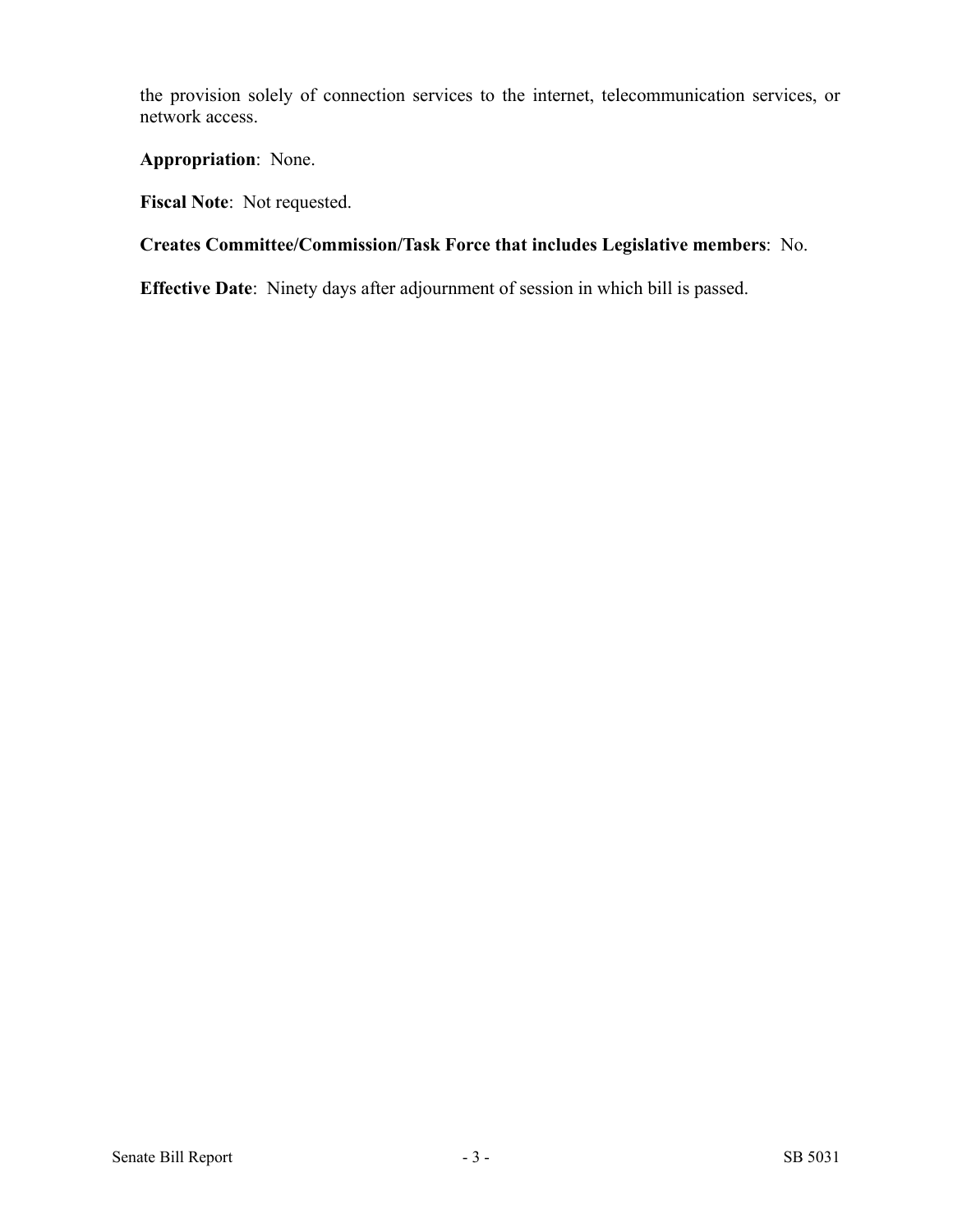the provision solely of connection services to the internet, telecommunication services, or network access.

**Appropriation**: None.

**Fiscal Note**: Not requested.

**Creates Committee/Commission/Task Force that includes Legislative members**: No.

**Effective Date**: Ninety days after adjournment of session in which bill is passed.